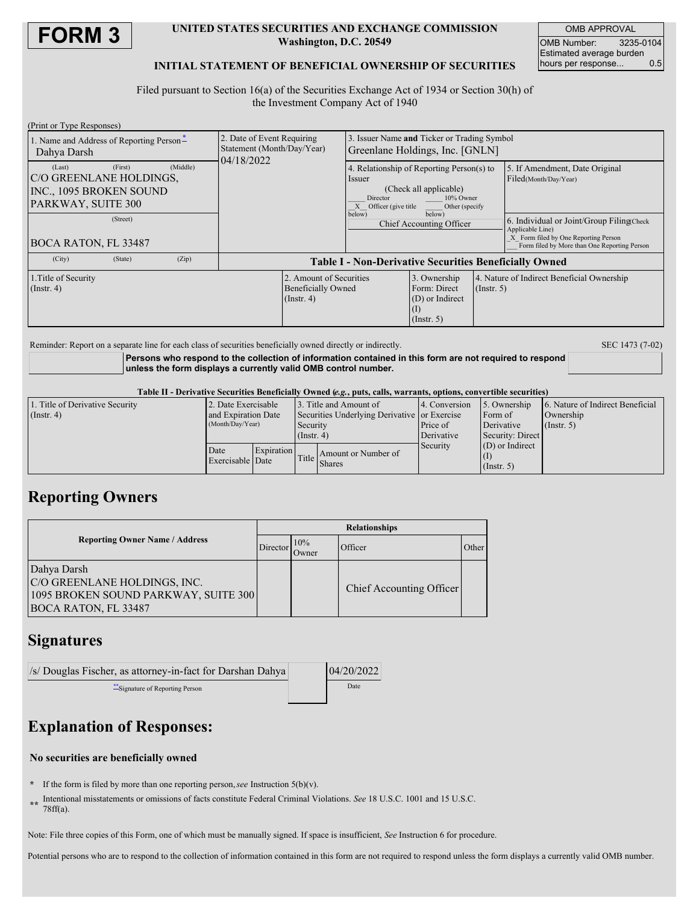# FORM 3

**UNITED STATES SECURITIES AND EXCHANGE COMMISSION**
**Washington, D.C. 20549**

**INITIAL STATEMENT OF BENEFICIAL OWNERSHIP OF SECURITIES**

| OMB APPROVAL | |
|---|---|
| OMB Number: | 3235-0104 |
| Estimated average burden hours per response... | 0.5 |

Filed pursuant to Section 16(a) of the Securities Exchange Act of 1934 or Section 30(h) of the Investment Company Act of 1940

(Print or Type Responses)

| 1. Name and Address of Reporting Person* | 2. Date of Event Requiring Statement (Month/Day/Year) | 3. Issuer Name **and** Ticker or Trading Symbol | |
|---|---|---|---|
| Dahya Darsh<br>(Last) (First) (Middle)<br>C/O GREENLANE HOLDINGS, INC., 1095 BROKEN SOUND PARKWAY, SUITE 300<br>(Street)<br>BOCA RATON, FL 33487<br>(City) (State) (Zip) | 04/18/2022 | Greenlane Holdings, Inc. [GNLN]<br>4. Relationship of Reporting Person(s) to Issuer (Check all applicable)<br>___ Director ___ 10% Owner<br>_X_ Officer (give title below) ___ Other (specify below)<br>Chief Accounting Officer | 5. If Amendment, Date Original Filed(Month/Day/Year)<br>6. Individual or Joint/Group Filing(Check Applicable Line)<br>_X_ Form filed by One Reporting Person<br>___ Form filed by More than One Reporting Person |

**Table I - Non-Derivative Securities Beneficially Owned**

| 1.Title of Security (Instr. 4) | 2. Amount of Securities Beneficially Owned (Instr. 4) | 3. Ownership Form: Direct (D) or Indirect (I) (Instr. 5) | 4. Nature of Indirect Beneficial Ownership (Instr. 5) |
|---|---|---|---|

Reminder: Report on a separate line for each class of securities beneficially owned directly or indirectly.

SEC 1473 (7-02)

**Persons who respond to the collection of information contained in this form are not required to respond unless the form displays a currently valid OMB control number.**

**Table II - Derivative Securities Beneficially Owned (*e.g.*, puts, calls, warrants, options, convertible securities)**

| 1. Title of Derivative Security (Instr. 4) | 2. Date Exercisable and Expiration Date (Month/Day/Year) | | 3. Title and Amount of Securities Underlying Derivative Security (Instr. 4) | | 4. Conversion or Exercise Price of Derivative Security | 5. Ownership Form of Derivative Security: Direct (D) or Indirect (I) (Instr. 5) | 6. Nature of Indirect Beneficial Ownership (Instr. 5) |
|---|---|---|---|---|---|---|---|
| | Date Exercisable | Expiration Date | Title | Amount or Number of Shares | | | |

## Reporting Owners

| Reporting Owner Name / Address | Relationships | | | |
|---|---|---|---|---|
| | Director | 10% Owner | Officer | Other |
| Dahya Darsh<br>C/O GREENLANE HOLDINGS, INC.<br>1095 BROKEN SOUND PARKWAY, SUITE 300<br>BOCA RATON, FL 33487 | | | Chief Accounting Officer | |

## Signatures

| /s/ Douglas Fischer, as attorney-in-fact for Darshan Dahya | 04/20/2022 |
|---|---|
| **Signature of Reporting Person | Date |

## Explanation of Responses:

**No securities are beneficially owned**

\* If the form is filed by more than one reporting person, *see* Instruction 5(b)(v).

** Intentional misstatements or omissions of facts constitute Federal Criminal Violations. *See* 18 U.S.C. 1001 and 15 U.S.C. 78ff(a).

Note: File three copies of this Form, one of which must be manually signed. If space is insufficient, *See* Instruction 6 for procedure.

Potential persons who are to respond to the collection of information contained in this form are not required to respond unless the form displays a currently valid OMB number.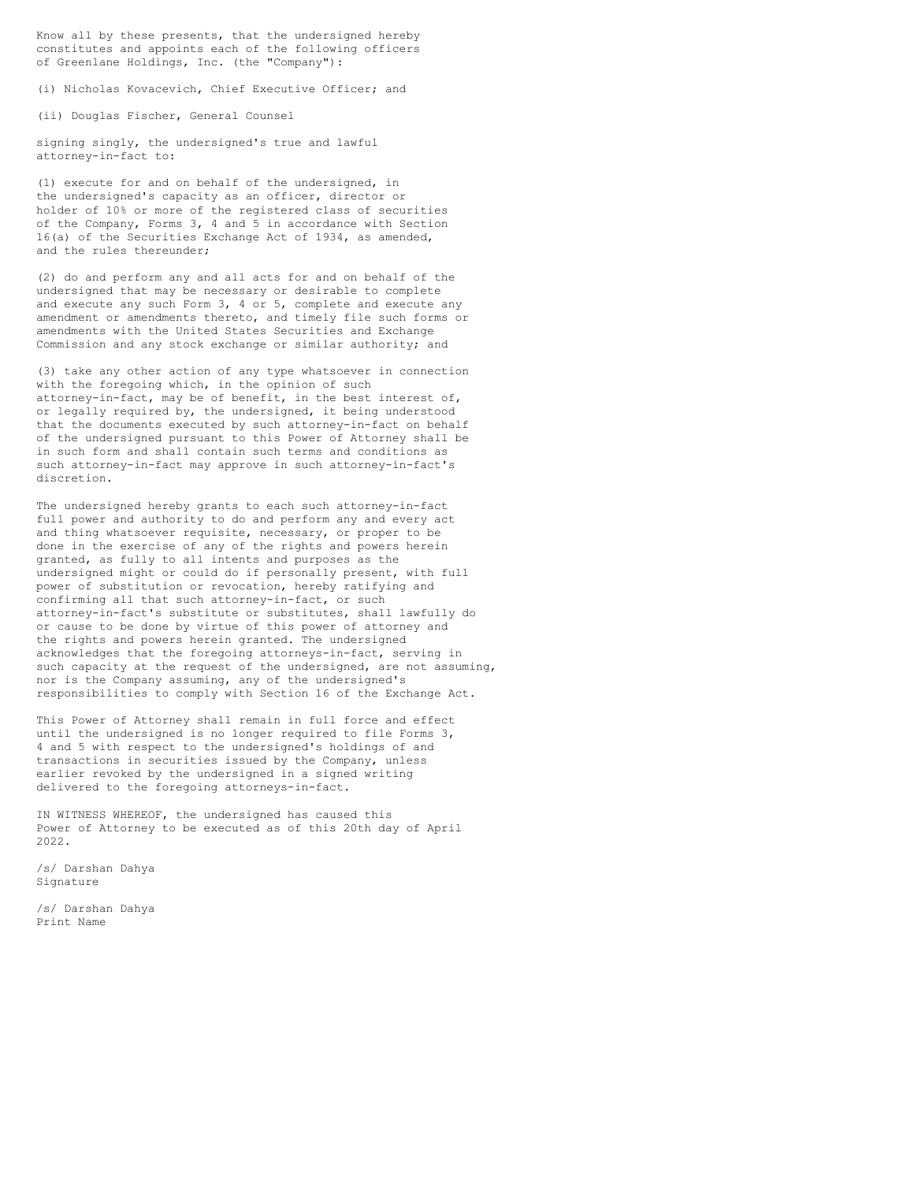Know all by these presents, that the undersigned hereby constitutes and appoints each of the following officers of Greenlane Holdings, Inc. (the "Company"):

(i) Nicholas Kovacevich, Chief Executive Officer; and

(ii) Douglas Fischer, General Counsel

signing singly, the undersigned's true and lawful attorney-in-fact to:

(1) execute for and on behalf of the undersigned, in the undersigned's capacity as an officer, director or holder of 10% or more of the registered class of securities of the Company, Forms 3, 4 and 5 in accordance with Section 16(a) of the Securities Exchange Act of 1934, as amended, and the rules thereunder;

(2) do and perform any and all acts for and on behalf of the undersigned that may be necessary or desirable to complete and execute any such Form 3, 4 or 5, complete and execute any amendment or amendments thereto, and timely file such forms or amendments with the United States Securities and Exchange Commission and any stock exchange or similar authority; and

(3) take any other action of any type whatsoever in connection with the foregoing which, in the opinion of such attorney-in-fact, may be of benefit, in the best interest of, or legally required by, the undersigned, it being understood that the documents executed by such attorney-in-fact on behalf of the undersigned pursuant to this Power of Attorney shall be in such form and shall contain such terms and conditions as such attorney-in-fact may approve in such attorney-in-fact's discretion.

The undersigned hereby grants to each such attorney-in-fact full power and authority to do and perform any and every act and thing whatsoever requisite, necessary, or proper to be done in the exercise of any of the rights and powers herein granted, as fully to all intents and purposes as the undersigned might or could do if personally present, with full power of substitution or revocation, hereby ratifying and confirming all that such attorney-in-fact, or such attorney-in-fact's substitute or substitutes, shall lawfully do or cause to be done by virtue of this power of attorney and the rights and powers herein granted. The undersigned acknowledges that the foregoing attorneys-in-fact, serving in such capacity at the request of the undersigned, are not assuming, nor is the Company assuming, any of the undersigned's responsibilities to comply with Section 16 of the Exchange Act.

This Power of Attorney shall remain in full force and effect until the undersigned is no longer required to file Forms 3, 4 and 5 with respect to the undersigned's holdings of and transactions in securities issued by the Company, unless earlier revoked by the undersigned in a signed writing delivered to the foregoing attorneys-in-fact.

IN WITNESS WHEREOF, the undersigned has caused this Power of Attorney to be executed as of this 20th day of April 2022.

/s/ Darshan Dahya
Signature

/s/ Darshan Dahya
Print Name